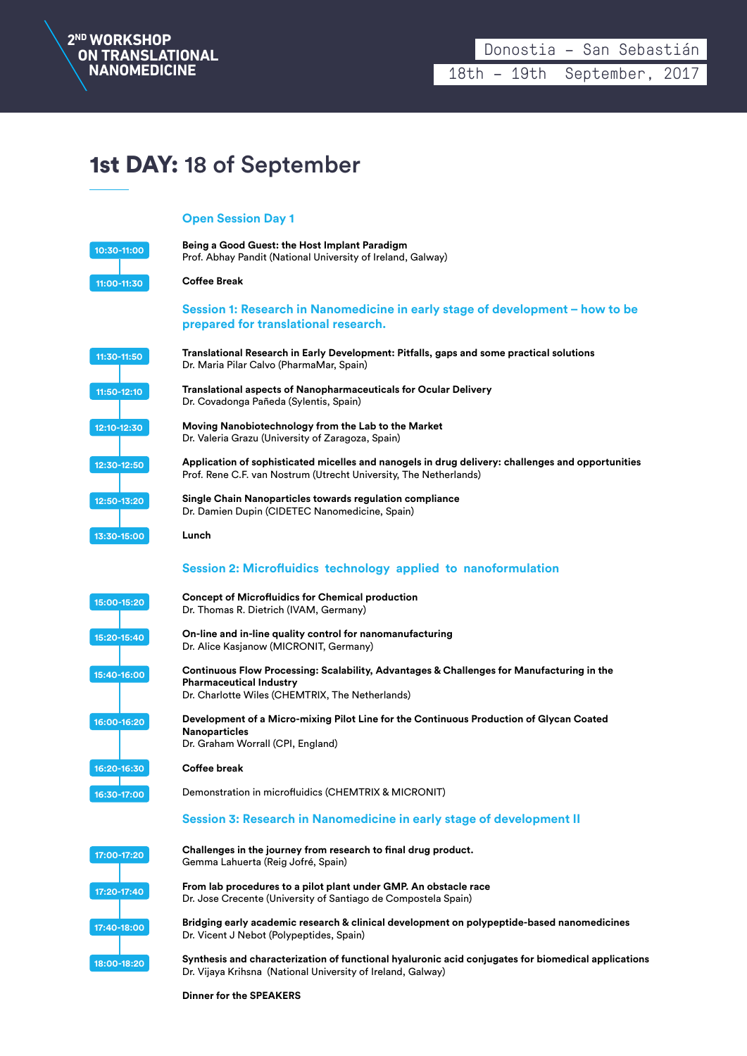# 2[ND] WORKSHOP ON TRANSLATIONAL NANOMEDICINE

Donostia – San Sebastián

18th – 19th September, 2017

## 1st DAY: 18 of September

### Open Session Day 1

**10:30-11:00** — **Being a Good Guest: the Host Implant Paradigm**
Prof. Abhay Pandit (National University of Ireland, Galway)

**11:00-11:30** — **Coffee Break**

### Session 1: Research in Nanomedicine in early stage of development – how to be prepared for translational research.

**11:30-11:50** — **Translational Research in Early Development: Pitfalls, gaps and some practical solutions**
Dr. Maria Pilar Calvo (PharmaMar, Spain)

**11:50-12:10** — **Translational aspects of Nanopharmaceuticals for Ocular Delivery**
Dr. Covadonga Pañeda (Sylentis, Spain)

**12:10-12:30** — **Moving Nanobiotechnology from the Lab to the Market**
Dr. Valeria Grazu (University of Zaragoza, Spain)

**12:30-12:50** — **Application of sophisticated micelles and nanogels in drug delivery: challenges and opportunities**
Prof. Rene C.F. van Nostrum (Utrecht University, The Netherlands)

**12:50-13:20** — **Single Chain Nanoparticles towards regulation compliance**
Dr. Damien Dupin (CIDETEC Nanomedicine, Spain)

**13:30-15:00** — **Lunch**

### Session 2: Microfluidics technology applied to nanoformulation

**15:00-15:20** — **Concept of Microfluidics for Chemical production**
Dr. Thomas R. Dietrich (IVAM, Germany)

**15:20-15:40** — **On-line and in-line quality control for nanomanufacturing**
Dr. Alice Kasjanow (MICRONIT, Germany)

**15:40-16:00** — **Continuous Flow Processing: Scalability, Advantages & Challenges for Manufacturing in the Pharmaceutical Industry**
Dr. Charlotte Wiles (CHEMTRIX, The Netherlands)

**16:00-16:20** — **Development of a Micro-mixing Pilot Line for the Continuous Production of Glycan Coated Nanoparticles**
Dr. Graham Worrall (CPI, England)

**16:20-16:30** — **Coffee break**

**16:30-17:00** — Demonstration in microfluidics (CHEMTRIX & MICRONIT)

### Session 3: Research in Nanomedicine in early stage of development II

**17:00-17:20** — **Challenges in the journey from research to final drug product.**
Gemma Lahuerta (Reig Jofré, Spain)

**17:20-17:40** — **From lab procedures to a pilot plant under GMP. An obstacle race**
Dr. Jose Crecente (University of Santiago de Compostela Spain)

**17:40-18:00** — **Bridging early academic research & clinical development on polypeptide-based nanomedicines**
Dr. Vicent J Nebot (Polypeptides, Spain)

**18:00-18:20** — **Synthesis and characterization of functional hyaluronic acid conjugates for biomedical applications**
Dr. Vijaya Krihsna (National University of Ireland, Galway)

**Dinner for the SPEAKERS**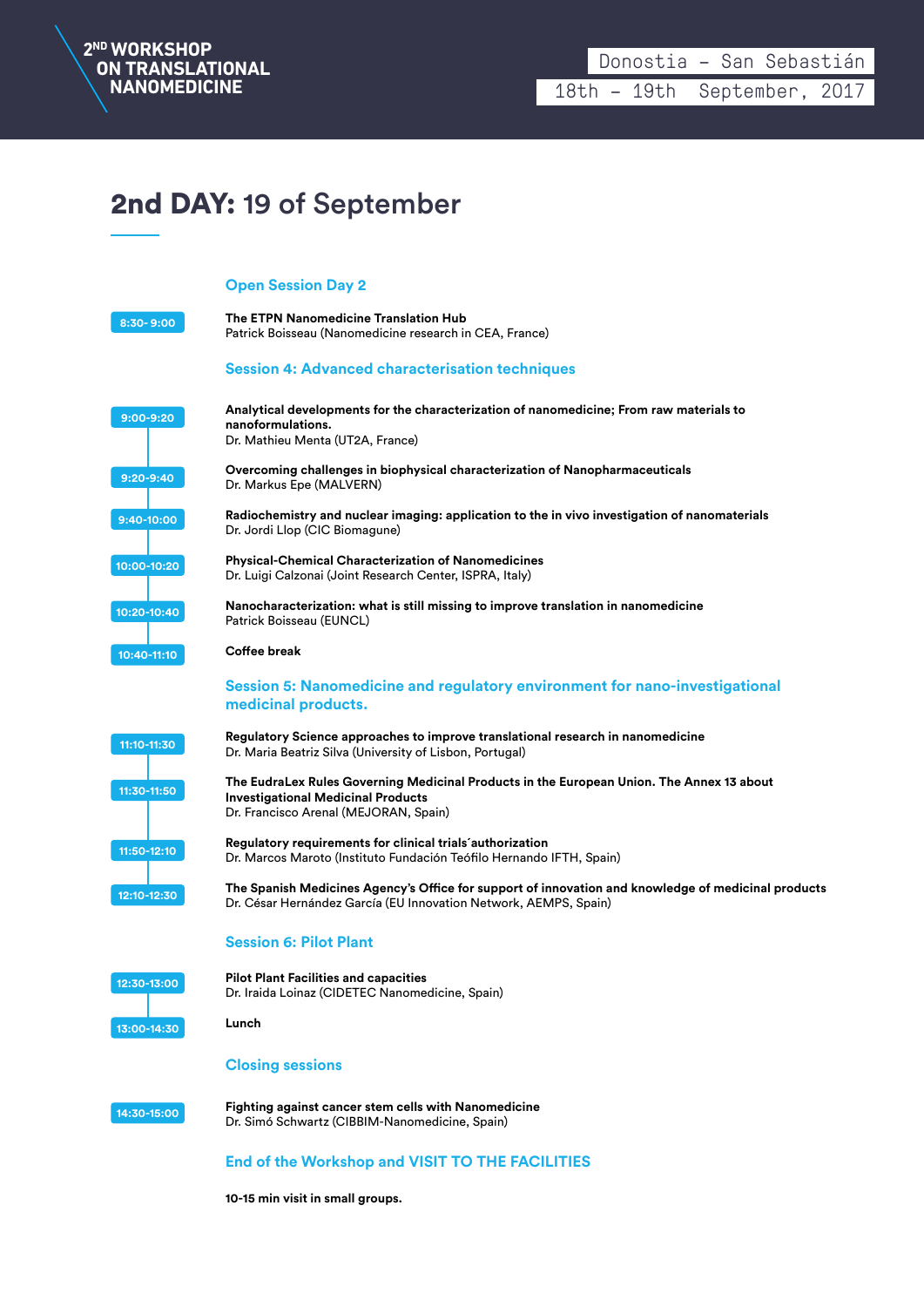# 2nd DAY: 19 of September

## Open Session Day 2

**8:30- 9:00**
**The ETPN Nanomedicine Translation Hub**
Patrick Boisseau (Nanomedicine research in CEA, France)

## Session 4: Advanced characterisation techniques

**9:00-9:20**
**Analytical developments for the characterization of nanomedicine; From raw materials to nanoformulations.**
Dr. Mathieu Menta (UT2A, France)

**9:20-9:40**
**Overcoming challenges in biophysical characterization of Nanopharmaceuticals**
Dr. Markus Epe (MALVERN)

**9:40-10:00**
**Radiochemistry and nuclear imaging: application to the in vivo investigation of nanomaterials**
Dr. Jordi Llop (CIC Biomagune)

**10:00-10:20**
**Physical-Chemical Characterization of Nanomedicines**
Dr. Luigi Calzonai (Joint Research Center, ISPRA, Italy)

**10:20-10:40**
**Nanocharacterization: what is still missing to improve translation in nanomedicine**
Patrick Boisseau (EUNCL)

**10:40-11:10**
**Coffee break**

## Session 5: Nanomedicine and regulatory environment for nano-investigational medicinal products.

**11:10-11:30**
**Regulatory Science approaches to improve translational research in nanomedicine**
Dr. Maria Beatriz Silva (University of Lisbon, Portugal)

**11:30-11:50**
**The EudraLex Rules Governing Medicinal Products in the European Union. The Annex 13 about Investigational Medicinal Products**
Dr. Francisco Arenal (MEJORAN, Spain)

**11:50-12:10**
**Regulatory requirements for clinical trials´authorization**
Dr. Marcos Maroto (Instituto Fundación Teófilo Hernando IFTH, Spain)

**12:10-12:30**
**The Spanish Medicines Agency's Office for support of innovation and knowledge of medicinal products**
Dr. César Hernández García (EU Innovation Network, AEMPS, Spain)

## Session 6: Pilot Plant

**12:30-13:00**
**Pilot Plant Facilities and capacities**
Dr. Iraida Loinaz (CIDETEC Nanomedicine, Spain)

**13:00-14:30**
**Lunch**

## Closing sessions

**14:30-15:00**
**Fighting against cancer stem cells with Nanomedicine**
Dr. Simó Schwartz (CIBBIM-Nanomedicine, Spain)

## End of the Workshop and VISIT TO THE FACILITIES

**10-15 min visit in small groups.**